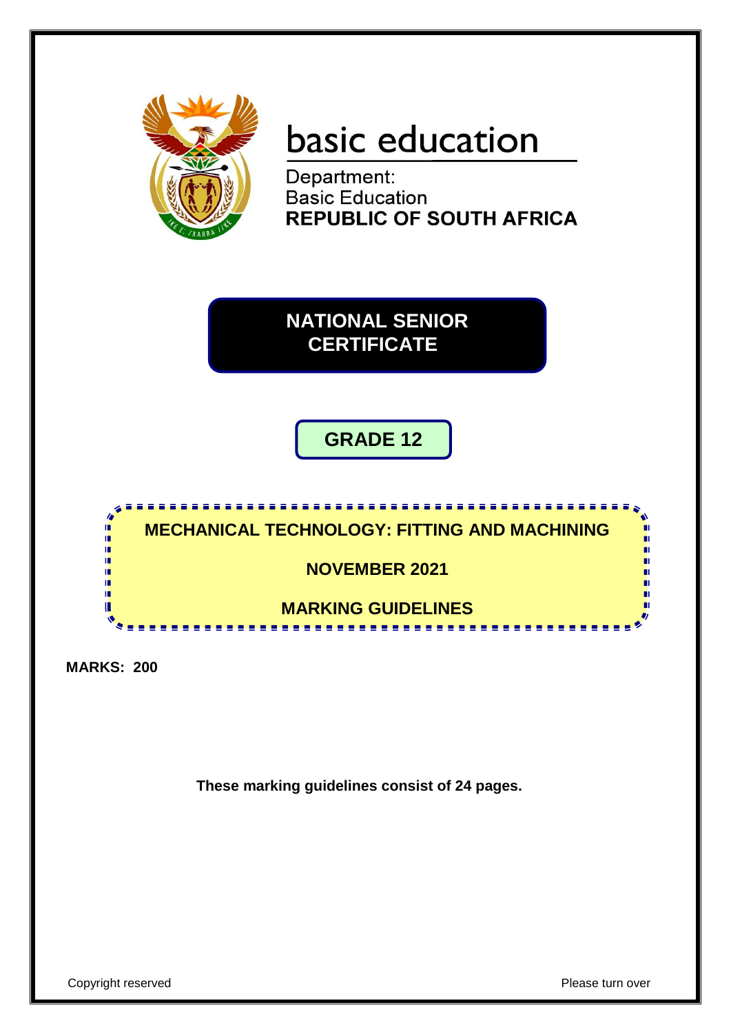basic education

Department:
Basic Education
**REPUBLIC OF SOUTH AFRICA**

# NATIONAL SENIOR CERTIFICATE

## GRADE 12

## MECHANICAL TECHNOLOGY: FITTING AND MACHINING

## NOVEMBER 2021

## MARKING GUIDELINES

**MARKS: 200**

**These marking guidelines consist of 24 pages.**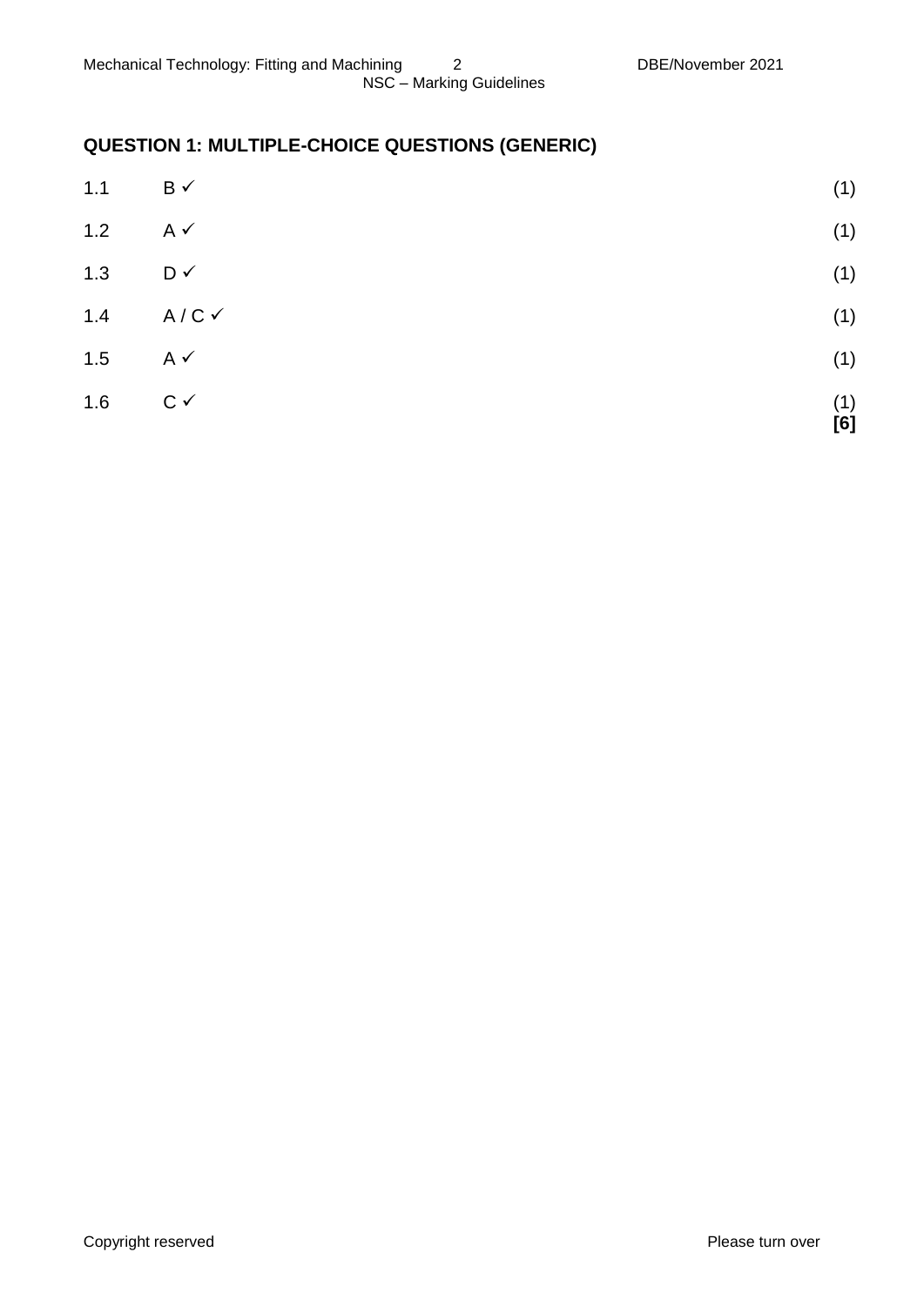## QUESTION 1: MULTIPLE-CHOICE QUESTIONS (GENERIC)

| | | |
|---|---|---|
| 1.1 | B ✓ | (1) |
| 1.2 | A ✓ | (1) |
| 1.3 | D ✓ | (1) |
| 1.4 | A / C ✓ | (1) |
| 1.5 | A ✓ | (1) |
| 1.6 | C ✓ | (1) |
| | | **[6]** |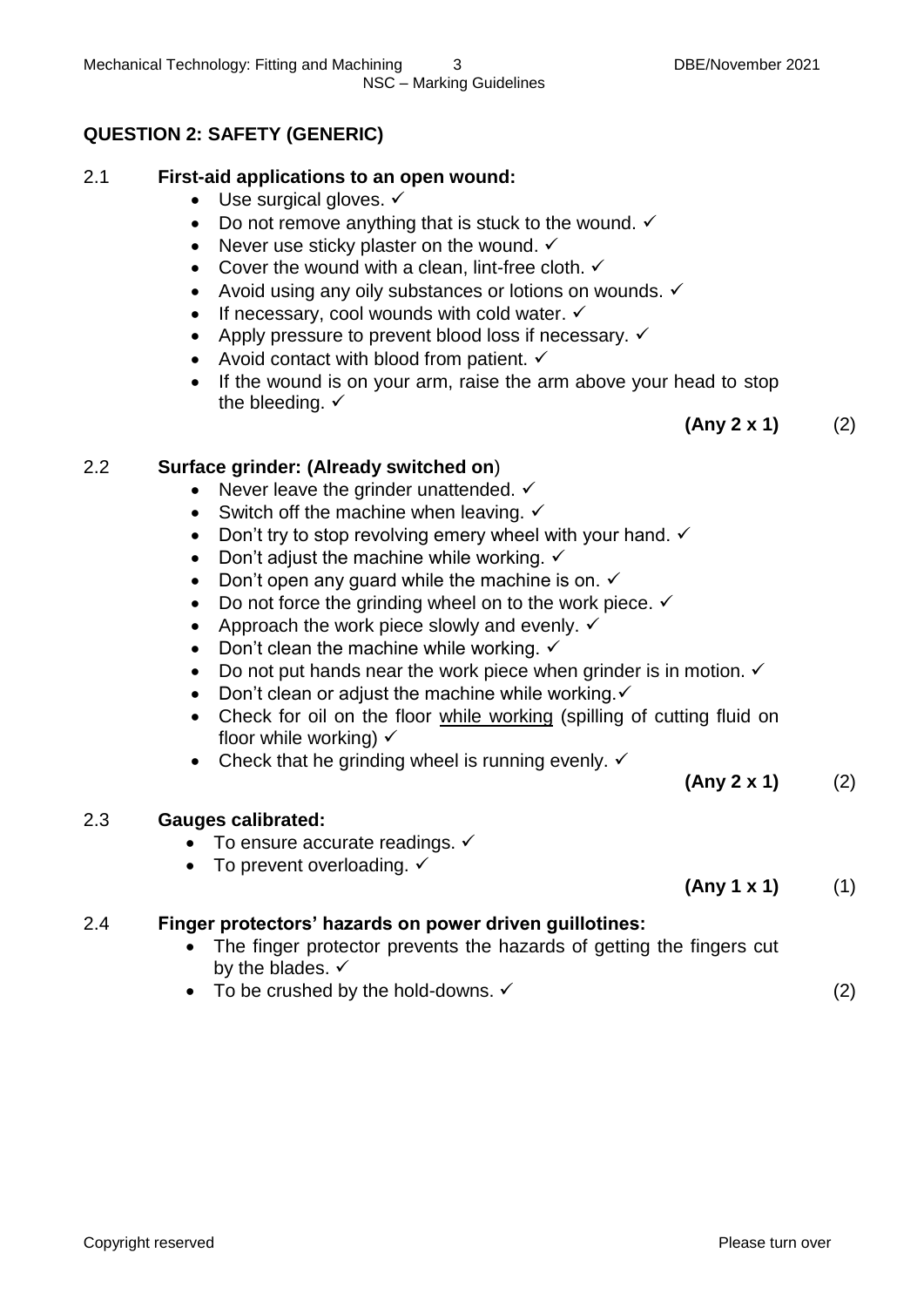## QUESTION 2: SAFETY (GENERIC)

2.1 **First-aid applications to an open wound:**

- Use surgical gloves. ✓
- Do not remove anything that is stuck to the wound. ✓
- Never use sticky plaster on the wound. ✓
- Cover the wound with a clean, lint-free cloth. ✓
- Avoid using any oily substances or lotions on wounds. ✓
- If necessary, cool wounds with cold water. ✓
- Apply pressure to prevent blood loss if necessary. ✓
- Avoid contact with blood from patient. ✓
- If the wound is on your arm, raise the arm above your head to stop the bleeding. ✓

**(Any 2 x 1)** (2)

2.2 **Surface grinder: (Already switched on**)

- Never leave the grinder unattended. ✓
- Switch off the machine when leaving. ✓
- Don't try to stop revolving emery wheel with your hand. ✓
- Don't adjust the machine while working. ✓
- Don't open any guard while the machine is on. ✓
- Do not force the grinding wheel on to the work piece. ✓
- Approach the work piece slowly and evenly. ✓
- Don't clean the machine while working. ✓
- Do not put hands near the work piece when grinder is in motion. ✓
- Don't clean or adjust the machine while working.✓
- Check for oil on the floor while working (spilling of cutting fluid on floor while working) ✓
- Check that he grinding wheel is running evenly. ✓

**(Any 2 x 1)** (2)

2.3 **Gauges calibrated:**

- To ensure accurate readings. ✓
- To prevent overloading. ✓

**(Any 1 x 1)** (1)

2.4 **Finger protectors' hazards on power driven guillotines:**

- The finger protector prevents the hazards of getting the fingers cut by the blades. ✓
- To be crushed by the hold-downs. ✓

(2)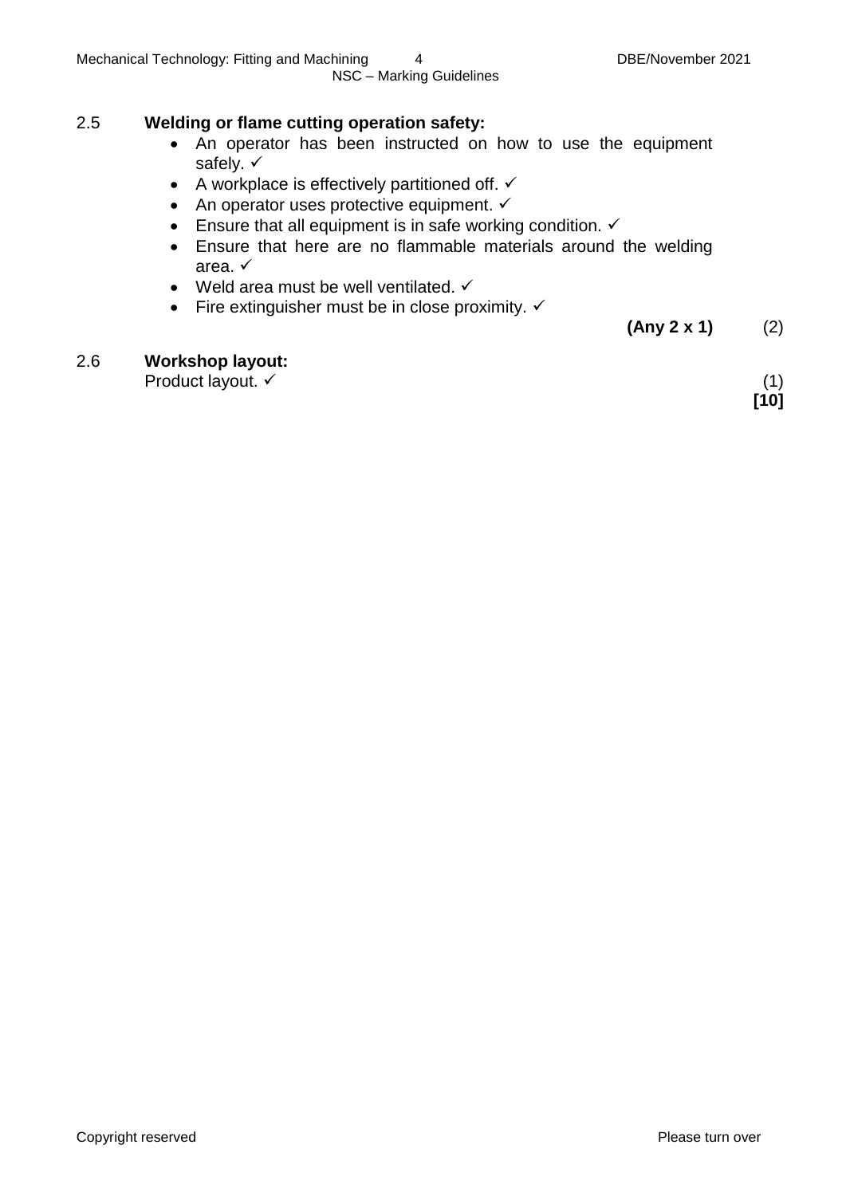## 2.5 Welding or flame cutting operation safety:

- An operator has been instructed on how to use the equipment safely. ✓
- A workplace is effectively partitioned off. ✓
- An operator uses protective equipment. ✓
- Ensure that all equipment is in safe working condition. ✓
- Ensure that here are no flammable materials around the welding area. ✓
- Weld area must be well ventilated. ✓
- Fire extinguisher must be in close proximity. ✓

**(Any 2 x 1)** (2)

## 2.6 Workshop layout:

Product layout. ✓ (1)

**[10]**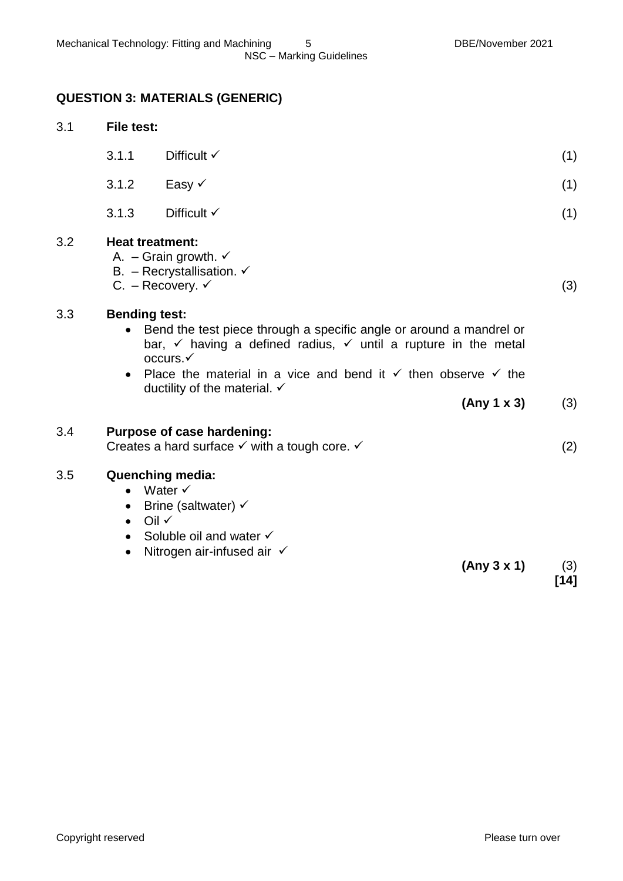## QUESTION 3: MATERIALS (GENERIC)

3.1 **File test:**

3.1.1 Difficult ✓ (1)

3.1.2 Easy ✓ (1)

3.1.3 Difficult ✓ (1)

3.2 **Heat treatment:**

A. – Grain growth. ✓
B. – Recrystallisation. ✓
C. – Recovery. ✓ (3)

3.3 **Bending test:**

- Bend the test piece through a specific angle or around a mandrel or bar, ✓ having a defined radius, ✓ until a rupture in the metal occurs.✓
- Place the material in a vice and bend it ✓ then observe ✓ the ductility of the material. ✓

**(Any 1 x 3)** (3)

3.4 **Purpose of case hardening:**

Creates a hard surface ✓ with a tough core. ✓ (2)

3.5 **Quenching media:**

- Water ✓
- Brine (saltwater) ✓
- Oil ✓
- Soluble oil and water ✓
- Nitrogen air-infused air ✓

**(Any 3 x 1)** (3)

**[14]**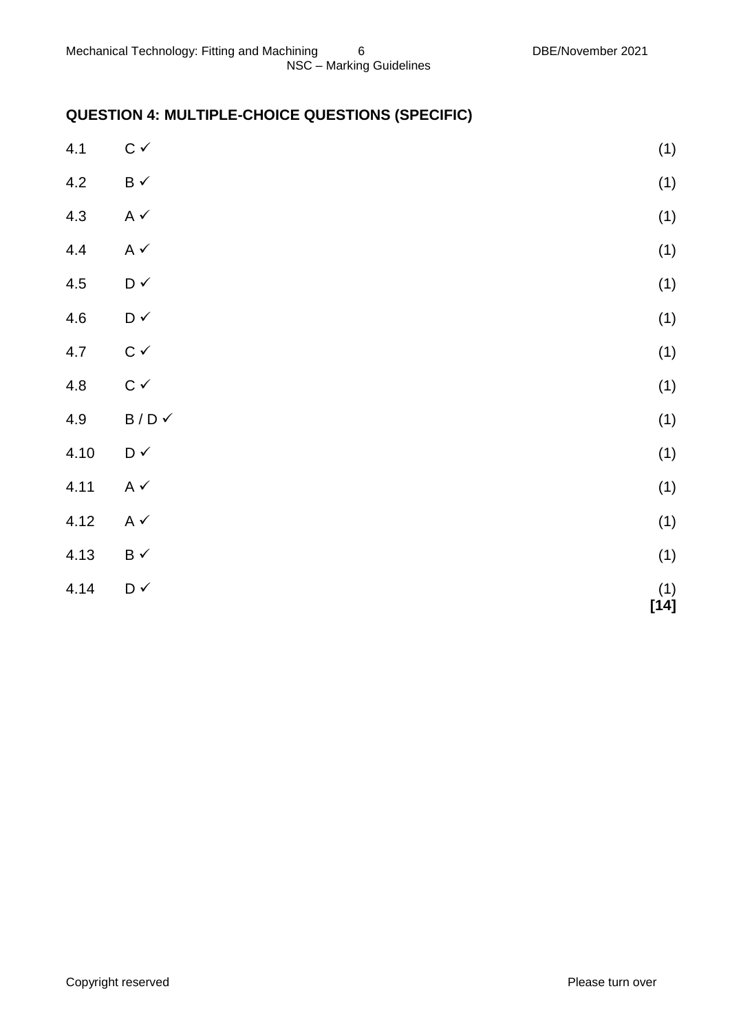## QUESTION 4: MULTIPLE-CHOICE QUESTIONS (SPECIFIC)

| | | |
|---|---|---|
| 4.1 | C ✓ | (1) |
| 4.2 | B ✓ | (1) |
| 4.3 | A ✓ | (1) |
| 4.4 | A ✓ | (1) |
| 4.5 | D ✓ | (1) |
| 4.6 | D ✓ | (1) |
| 4.7 | C ✓ | (1) |
| 4.8 | C ✓ | (1) |
| 4.9 | B / D ✓ | (1) |
| 4.10 | D ✓ | (1) |
| 4.11 | A ✓ | (1) |
| 4.12 | A ✓ | (1) |
| 4.13 | B ✓ | (1) |
| 4.14 | D ✓ | (1) |
| | | **[14]** |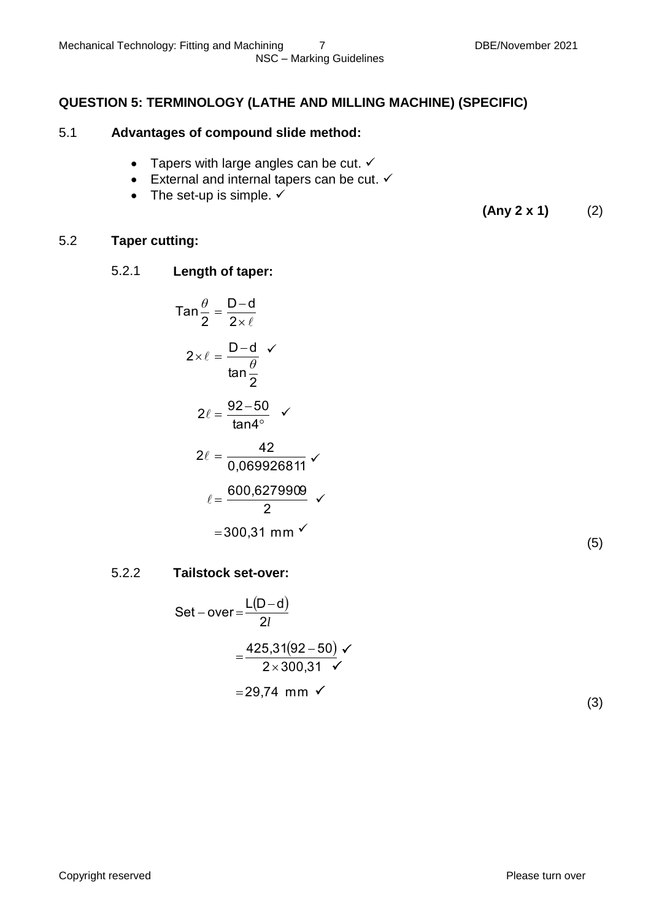## QUESTION 5: TERMINOLOGY (LATHE AND MILLING MACHINE) (SPECIFIC)

5.1 **Advantages of compound slide method:**

- Tapers with large angles can be cut. ✓
- External and internal tapers can be cut. ✓
- The set-up is simple. ✓

**(Any 2 x 1)** (2)

5.2 **Taper cutting:**

5.2.1 **Length of taper:**

$$\text{Tan}\frac{\theta}{2} = \frac{D-d}{2\times \ell}$$

$$2\times \ell = \frac{D-d}{\tan\frac{\theta}{2}} \checkmark$$

$$2\ell = \frac{92-50}{\tan 4^\circ} \checkmark$$

$$2\ell = \frac{42}{0{,}069926811} \checkmark$$

$$\ell = \frac{600{,}6279909}{2} \checkmark$$

$$= 300{,}31 \text{ mm} \checkmark$$

(5)

5.2.2 **Tailstock set-over:**

$$\text{Set}-\text{over} = \frac{L(D-d)}{2l}$$

$$= \frac{425{,}31(92-50)}{2\times 300{,}31} \checkmark \checkmark$$

$$= 29{,}74 \text{ mm} \checkmark$$

(3)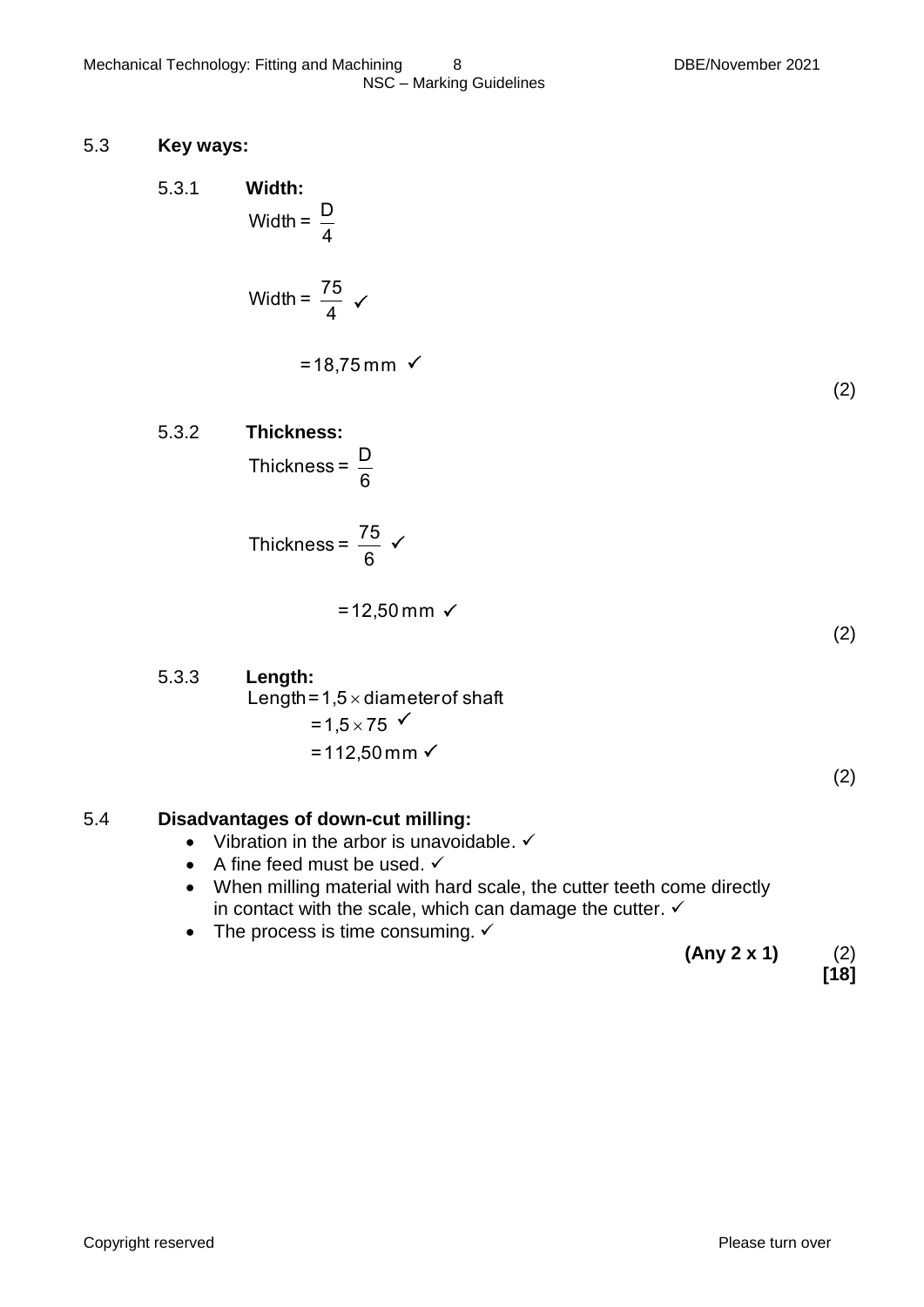### 5.3 Key ways:

**5.3.1 Width:**

$$\text{Width} = \frac{D}{4}$$

$$\text{Width} = \frac{75}{4} \checkmark$$

$$= 18{,}75\,\text{mm} \checkmark$$

(2)

**5.3.2 Thickness:**

$$\text{Thickness} = \frac{D}{6}$$

$$\text{Thickness} = \frac{75}{6} \checkmark$$

$$= 12{,}50\,\text{mm} \checkmark$$

(2)

**5.3.3 Length:**

$$\text{Length} = 1{,}5 \times \text{diameter of shaft}$$

$$= 1{,}5 \times 75 \checkmark$$

$$= 112{,}50\,\text{mm} \checkmark$$

(2)

### 5.4 Disadvantages of down-cut milling:

- Vibration in the arbor is unavoidable. ✓
- A fine feed must be used. ✓
- When milling material with hard scale, the cutter teeth come directly in contact with the scale, which can damage the cutter. ✓
- The process is time consuming. ✓

**(Any 2 x 1)** (2)

**[18]**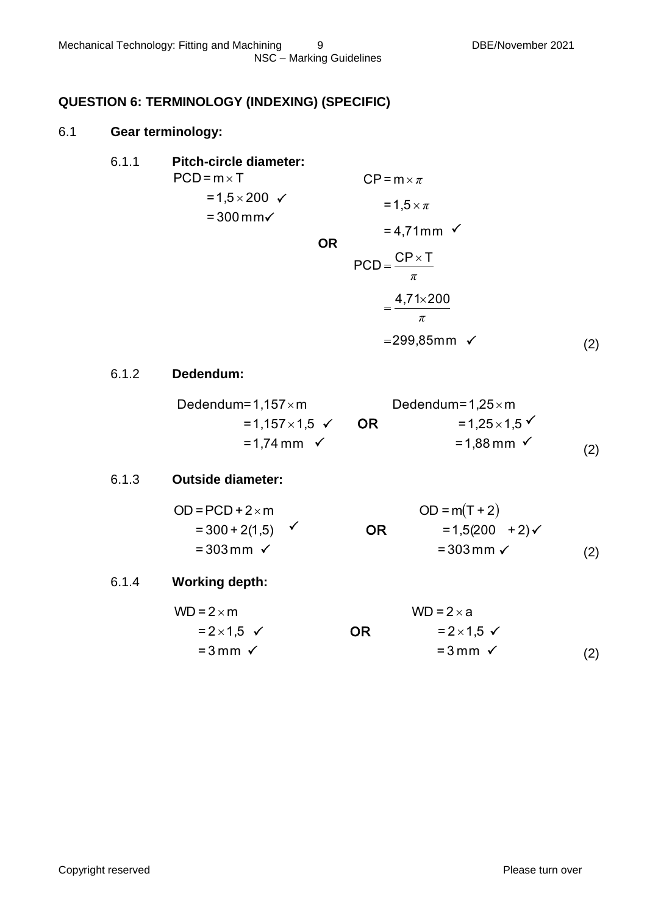## QUESTION 6: TERMINOLOGY (INDEXING) (SPECIFIC)

### 6.1 Gear terminology:

**6.1.1 Pitch-circle diameter:**

$$\begin{aligned} PCD &= m \times T \\ &= 1{,}5 \times 200 \ \checkmark \\ &= 300\,mm \checkmark \end{aligned}$$

**OR**

$$\begin{aligned} CP &= m \times \pi \\ &= 1{,}5 \times \pi \\ &= 4{,}71\,mm \ \checkmark \end{aligned}$$

$$\begin{aligned} PCD &= \frac{CP \times T}{\pi} \\ &= \frac{4{,}71 \times 200}{\pi} \\ &= 299{,}85\,mm \ \checkmark \end{aligned}$$

(2)

**6.1.2 Dedendum:**

$$\begin{aligned} Dedendum &= 1{,}157 \times m \\ &= 1{,}157 \times 1{,}5 \ \checkmark \\ &= 1{,}74\,mm \ \checkmark \end{aligned}$$

**OR**

$$\begin{aligned} Dedendum &= 1{,}25 \times m \\ &= 1{,}25 \times 1{,}5 \ \checkmark \\ &= 1{,}88\,mm \ \checkmark \end{aligned}$$

(2)

**6.1.3 Outside diameter:**

$$\begin{aligned} OD &= PCD + 2 \times m \\ &= 300 + 2(1{,}5) \ \checkmark \\ &= 303\,mm \ \checkmark \end{aligned}$$

**OR**

$$\begin{aligned} OD &= m(T + 2) \\ &= 1{,}5(200 + 2) \checkmark \\ &= 303\,mm \checkmark \end{aligned}$$

(2)

**6.1.4 Working depth:**

$$\begin{aligned} WD &= 2 \times m \\ &= 2 \times 1{,}5 \ \checkmark \\ &= 3\,mm \ \checkmark \end{aligned}$$

**OR**

$$\begin{aligned} WD &= 2 \times a \\ &= 2 \times 1{,}5 \ \checkmark \\ &= 3\,mm \ \checkmark \end{aligned}$$

(2)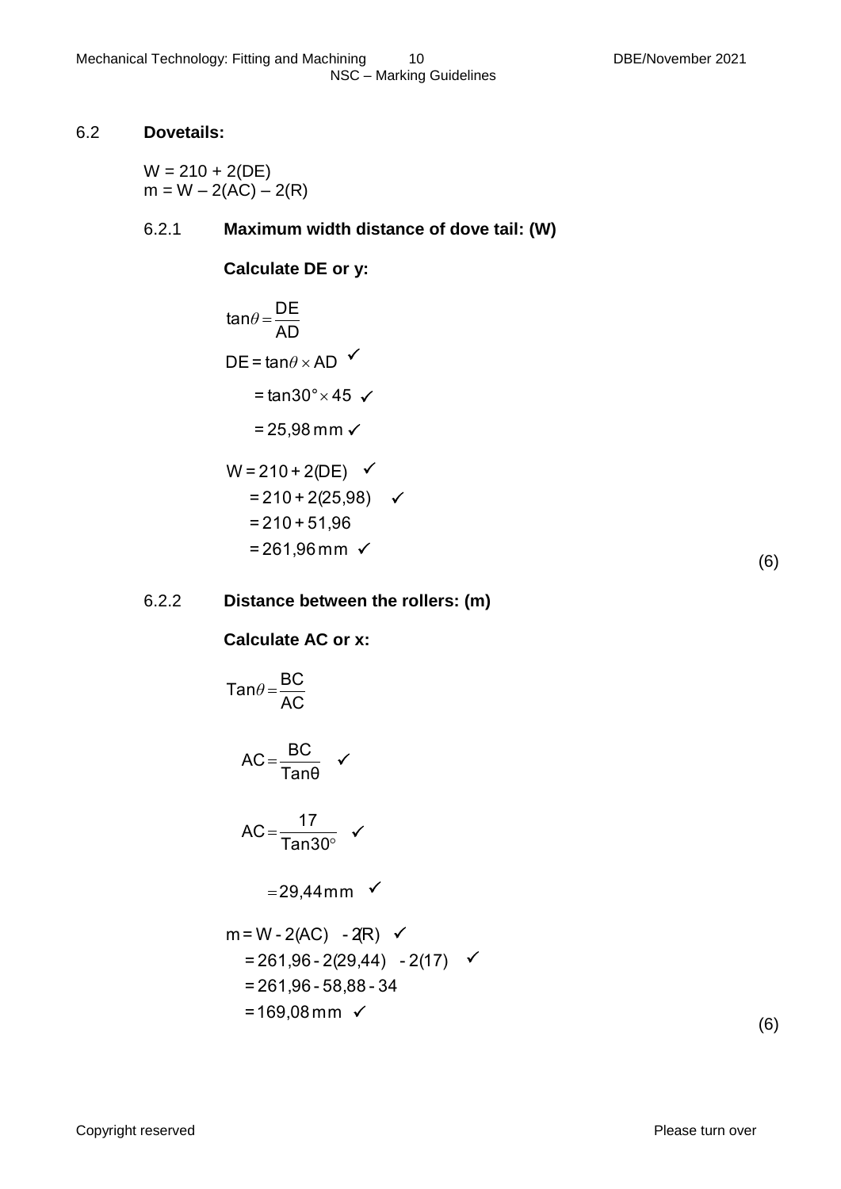## 6.2 **Dovetails:**

W = 210 + 2(DE)
m = W – 2(AC) – 2(R)

### 6.2.1 **Maximum width distance of dove tail: (W)**

**Calculate DE or y:**

$$\tan\theta = \frac{DE}{AD}$$

$$DE = \tan\theta \times AD \; \checkmark$$

$$= \tan 30° \times 45 \; \checkmark$$

$$= 25{,}98\,mm \; \checkmark$$

$$W = 210 + 2(DE) \; \checkmark$$

$$= 210 + 2(25{,}98) \; \checkmark$$

$$= 210 + 51{,}96$$

$$= 261{,}96\,mm \; \checkmark$$

(6)

### 6.2.2 **Distance between the rollers: (m)**

**Calculate AC or x:**

$$\text{Tan}\theta = \frac{BC}{AC}$$

$$AC = \frac{BC}{\text{Tan}\theta} \; \checkmark$$

$$AC = \frac{17}{\text{Tan}30°} \; \checkmark$$

$$= 29{,}44\,mm \; \checkmark$$

$$m = W - 2(AC) - 2(R) \; \checkmark$$

$$= 261{,}96 - 2(29{,}44) - 2(17) \; \checkmark$$

$$= 261{,}96 - 58{,}88 - 34$$

$$= 169{,}08\,mm \; \checkmark$$

(6)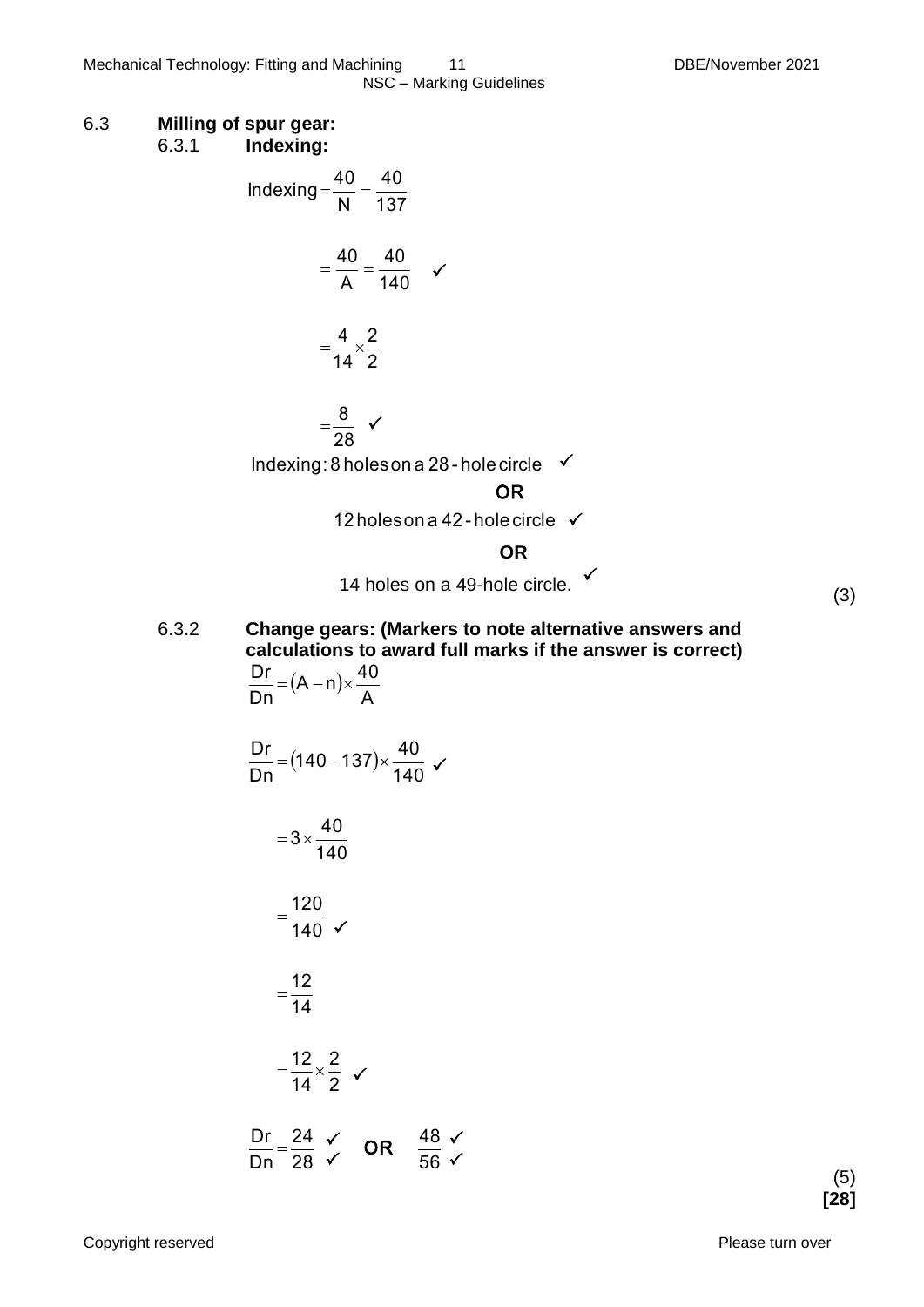## 6.3 Milling of spur gear:

### 6.3.1 Indexing:

$$\text{Indexing} = \frac{40}{N} = \frac{40}{137}$$

$$= \frac{40}{A} = \frac{40}{140} \quad \checkmark$$

$$= \frac{4}{14} \times \frac{2}{2}$$

$$= \frac{8}{28} \quad \checkmark$$

Indexing: 8 holes on a 28 - hole circle ✓

**OR**

12 holes on a 42 - hole circle ✓

**OR**

14 holes on a 49-hole circle. ✓

(3)

### 6.3.2 Change gears: (Markers to note alternative answers and calculations to award full marks if the answer is correct)

$$\frac{Dr}{Dn} = (A - n) \times \frac{40}{A}$$

$$\frac{Dr}{Dn} = (140 - 137) \times \frac{40}{140} \quad \checkmark$$

$$= 3 \times \frac{40}{140}$$

$$= \frac{120}{140} \quad \checkmark$$

$$= \frac{12}{14}$$

$$= \frac{12}{14} \times \frac{2}{2} \quad \checkmark$$

$$\frac{Dr}{Dn} = \frac{24 \; \checkmark}{28 \; \checkmark} \quad \textbf{OR} \quad \frac{48 \; \checkmark}{56 \; \checkmark}$$

(5)

**[28]**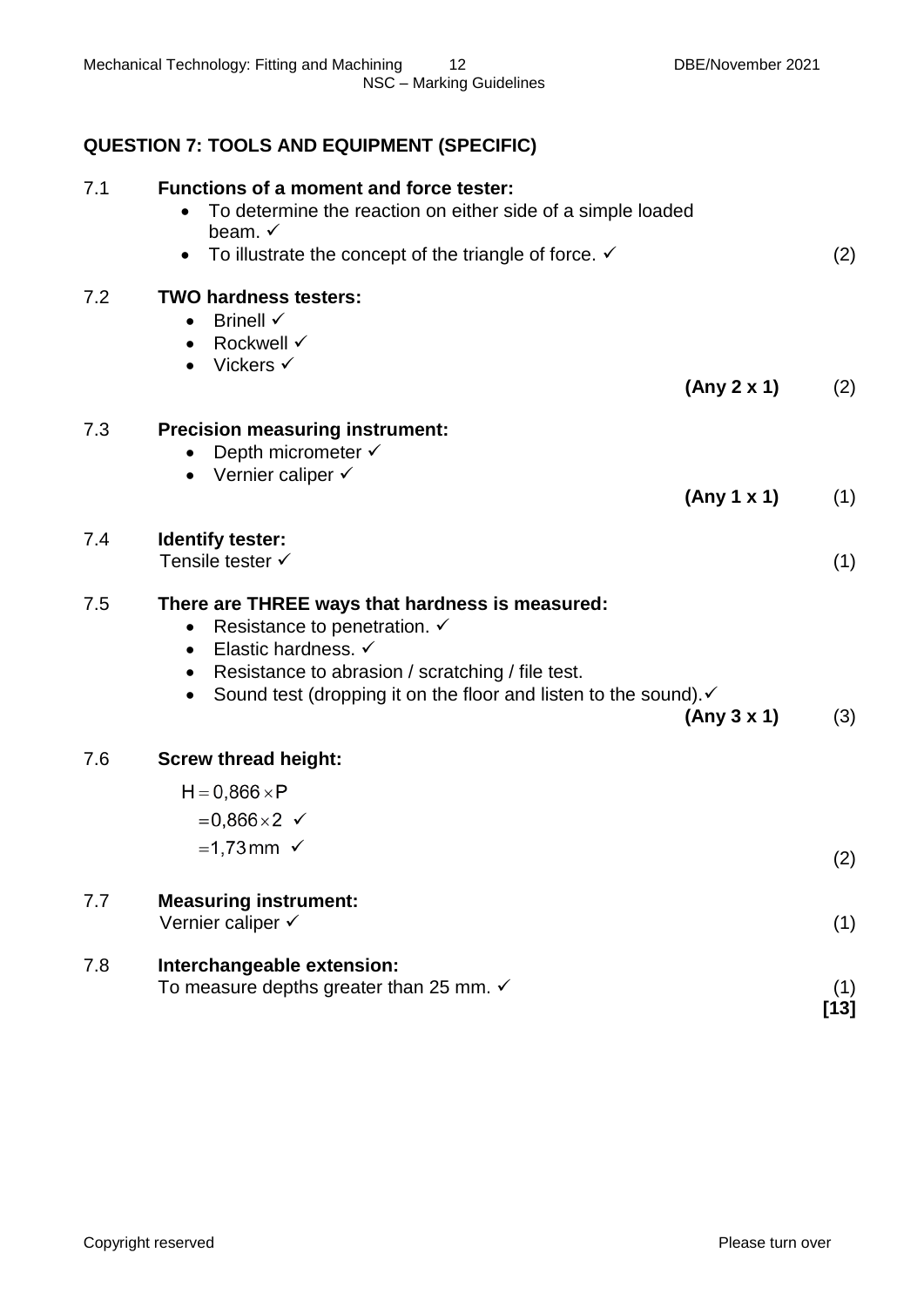## QUESTION 7: TOOLS AND EQUIPMENT (SPECIFIC)

7.1 **Functions of a moment and force tester:**

- To determine the reaction on either side of a simple loaded beam. ✓
- To illustrate the concept of the triangle of force. ✓

(2)

7.2 **TWO hardness testers:**

- Brinell ✓
- Rockwell ✓
- Vickers ✓

**(Any 2 x 1)** (2)

7.3 **Precision measuring instrument:**

- Depth micrometer ✓
- Vernier caliper ✓

**(Any 1 x 1)** (1)

7.4 **Identify tester:**

Tensile tester ✓ (1)

7.5 **There are THREE ways that hardness is measured:**

- Resistance to penetration. ✓
- Elastic hardness. ✓
- Resistance to abrasion / scratching / file test.
- Sound test (dropping it on the floor and listen to the sound).✓

**(Any 3 x 1)** (3)

7.6 **Screw thread height:**

$$H = 0{,}866 \times P$$

$$= 0{,}866 \times 2 \; ✓$$

$$= 1{,}73 \text{ mm} \; ✓$$

(2)

7.7 **Measuring instrument:**

Vernier caliper ✓ (1)

7.8 **Interchangeable extension:**

To measure depths greater than 25 mm. ✓ (1)

**[13]**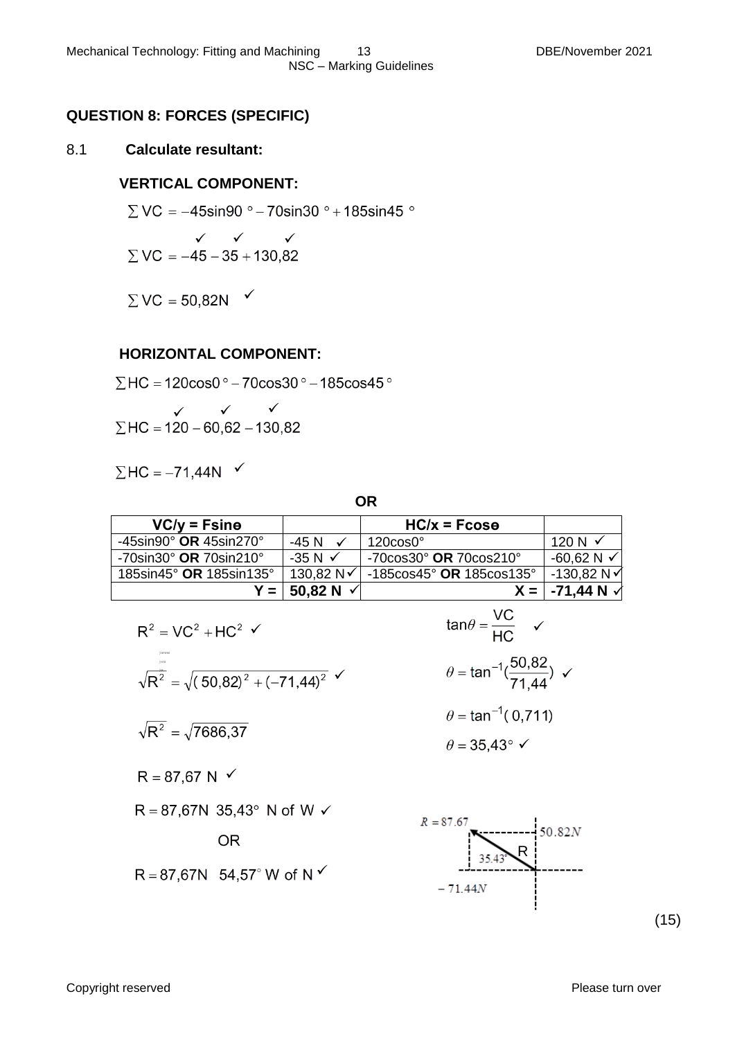## QUESTION 8: FORCES (SPECIFIC)

8.1 **Calculate resultant:**

**VERTICAL COMPONENT:**

$$\sum VC = -45\sin 90° - 70\sin 30° + 185\sin 45°$$

$$\sum VC = -45 ✓ - 35 ✓ + 130{,}82 ✓$$

$$\sum VC = 50{,}82\text{N} ✓$$

**HORIZONTAL COMPONENT:**

$$\sum HC = 120\cos 0° - 70\cos 30° - 185\cos 45°$$

$$\sum HC = 120 ✓ - 60{,}62 ✓ - 130{,}82 ✓$$

$$\sum HC = -71{,}44\text{N} ✓$$

**OR**

| VC/y = Fsinϴ | | HC/x = Fcosϴ | |
|---|---|---|---|
| -45sin90° **OR** 45sin270° | -45 N ✓ | 120cos0° | 120 N ✓ |
| -70sin30° **OR** 70sin210° | -35 N ✓ | -70cos30° **OR** 70cos210° | -60,62 N ✓ |
| 185sin45° **OR** 185sin135° | 130,82 N ✓ | -185cos45° **OR** 185cos135° | -130,82 N ✓ |
| **Y =** | **50,82 N** ✓ | **X =** | **-71,44 N** ✓ |

$$R^2 = VC^2 + HC^2 ✓$$

$$\sqrt{R^2} = \sqrt{(50{,}82)^2 + (-71{,}44)^2} ✓$$

$$\sqrt{R^2} = \sqrt{7686{,}37}$$

$$R = 87{,}67\text{ N} ✓$$

$$R = 87{,}67\text{N } 35{,}43° \text{ N of W} ✓$$

OR

$$R = 87{,}67\text{N } 54{,}57° \text{ W of N} ✓$$

$$\tan\theta = \frac{VC}{HC} ✓$$

$$\theta = \tan^{-1}\left(\frac{50{,}82}{71{,}44}\right) ✓$$

$$\theta = \tan^{-1}(0{,}711)$$

$$\theta = 35{,}43° ✓$$

$R = 87.67$, $50.82N$, $R$, $35.43°$, $-71.44N$

(15)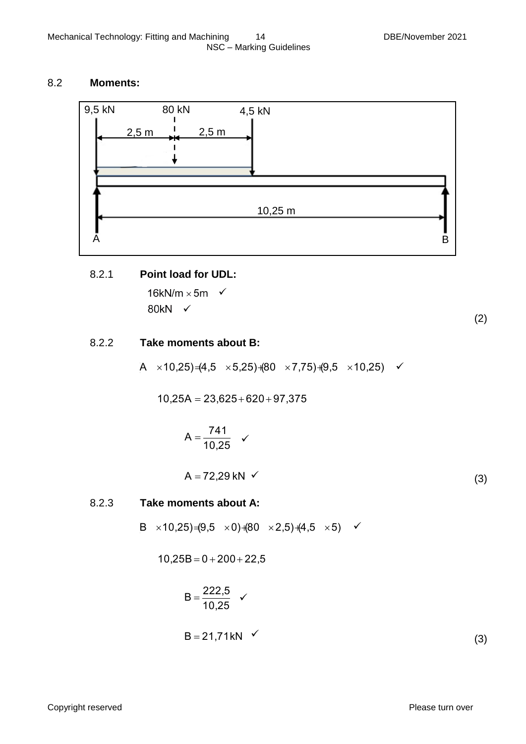## 8.2 **Moments:**

### 8.2.1 **Point load for UDL:**

$16\text{kN/m} \times 5\text{m}$ ✓

$80\text{kN}$ ✓

(2)

### 8.2.2 **Take moments about B:**

$$A \times 10{,}25) = (4{,}5 \times 5{,}25) + (80 \times 7{,}75) + (9{,}5 \times 10{,}25)$$ ✓

$$10{,}25A = 23{,}625 + 620 + 97{,}375$$

$$A = \frac{741}{10{,}25}$$ ✓

$$A = 72{,}29 \text{ kN}$$ ✓

(3)

### 8.2.3 **Take moments about A:**

$$B \times 10{,}25) = (9{,}5 \times 0) + (80 \times 2{,}5) + (4{,}5 \times 5)$$ ✓

$$10{,}25B = 0 + 200 + 22{,}5$$

$$B = \frac{222{,}5}{10{,}25}$$ ✓

$$B = 21{,}71\text{kN}$$ ✓

(3)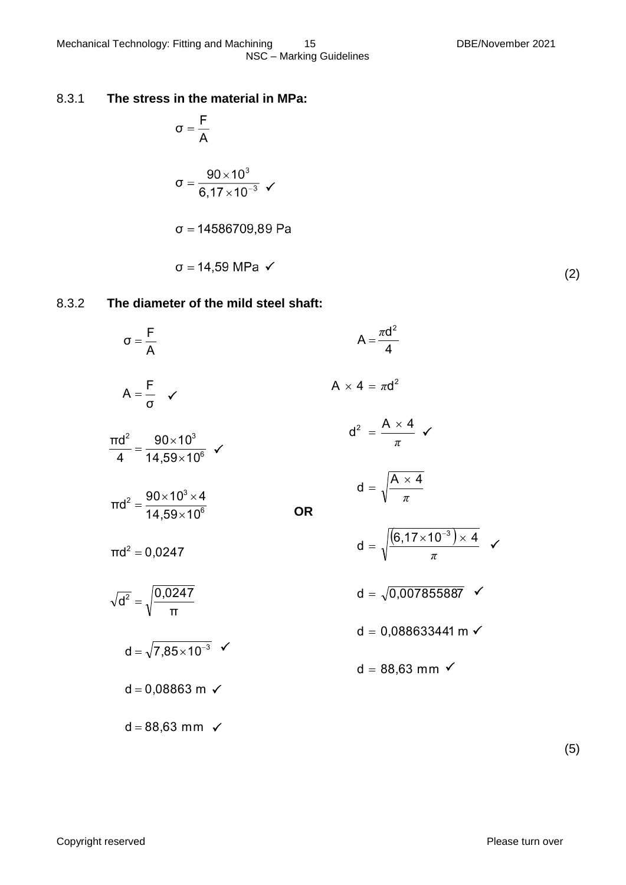8.3.1 **The stress in the material in MPa:**

$$\sigma = \frac{F}{A}$$

$$\sigma = \frac{90 \times 10^3}{6,17 \times 10^{-3}} \checkmark$$

$$\sigma = 14586709,89 \text{ Pa}$$

$$\sigma = 14,59 \text{ MPa} \checkmark$$

(2)

8.3.2 **The diameter of the mild steel shaft:**

$$\sigma = \frac{F}{A}$$

$$A = \frac{F}{\sigma} \checkmark$$

$$\frac{\pi d^2}{4} = \frac{90 \times 10^3}{14,59 \times 10^6} \checkmark$$

$$\pi d^2 = \frac{90 \times 10^3 \times 4}{14,59 \times 10^6}$$

$$\pi d^2 = 0,0247$$

$$\sqrt{d^2} = \sqrt{\frac{0,0247}{\pi}}$$

$$d = \sqrt{7,85 \times 10^{-3}} \checkmark$$

$$d = 0,08863 \text{ m} \checkmark$$

$$d = 88,63 \text{ mm} \checkmark$$

**OR**

$$A = \frac{\pi d^2}{4}$$

$$A \times 4 = \pi d^2$$

$$d^2 = \frac{A \times 4}{\pi} \checkmark$$

$$d = \sqrt{\frac{A \times 4}{\pi}}$$

$$d = \sqrt{\frac{\left(6,17 \times 10^{-3}\right) \times 4}{\pi}} \checkmark$$

$$d = \sqrt{0,007855887} \checkmark$$

$$d = 0,088633441 \text{ m} \checkmark$$

$$d = 88,63 \text{ mm} \checkmark$$

(5)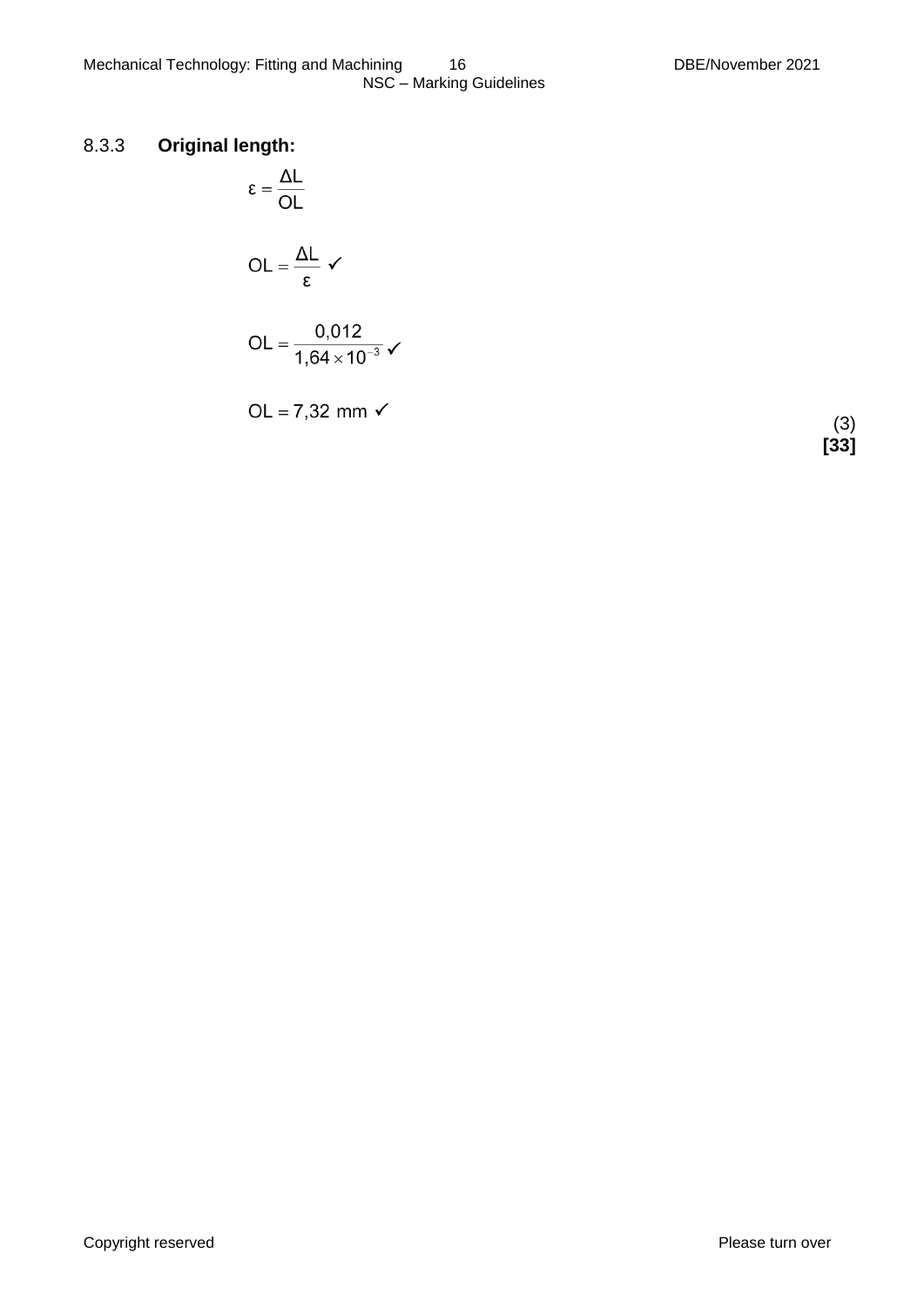8.3.3 **Original length:**

$$\varepsilon = \frac{\Delta L}{OL}$$

$$OL = \frac{\Delta L}{\varepsilon} \checkmark$$

$$OL = \frac{0{,}012}{1{,}64 \times 10^{-3}} \checkmark$$

$$OL = 7{,}32 \text{ mm} \checkmark$$

(3)

**[33]**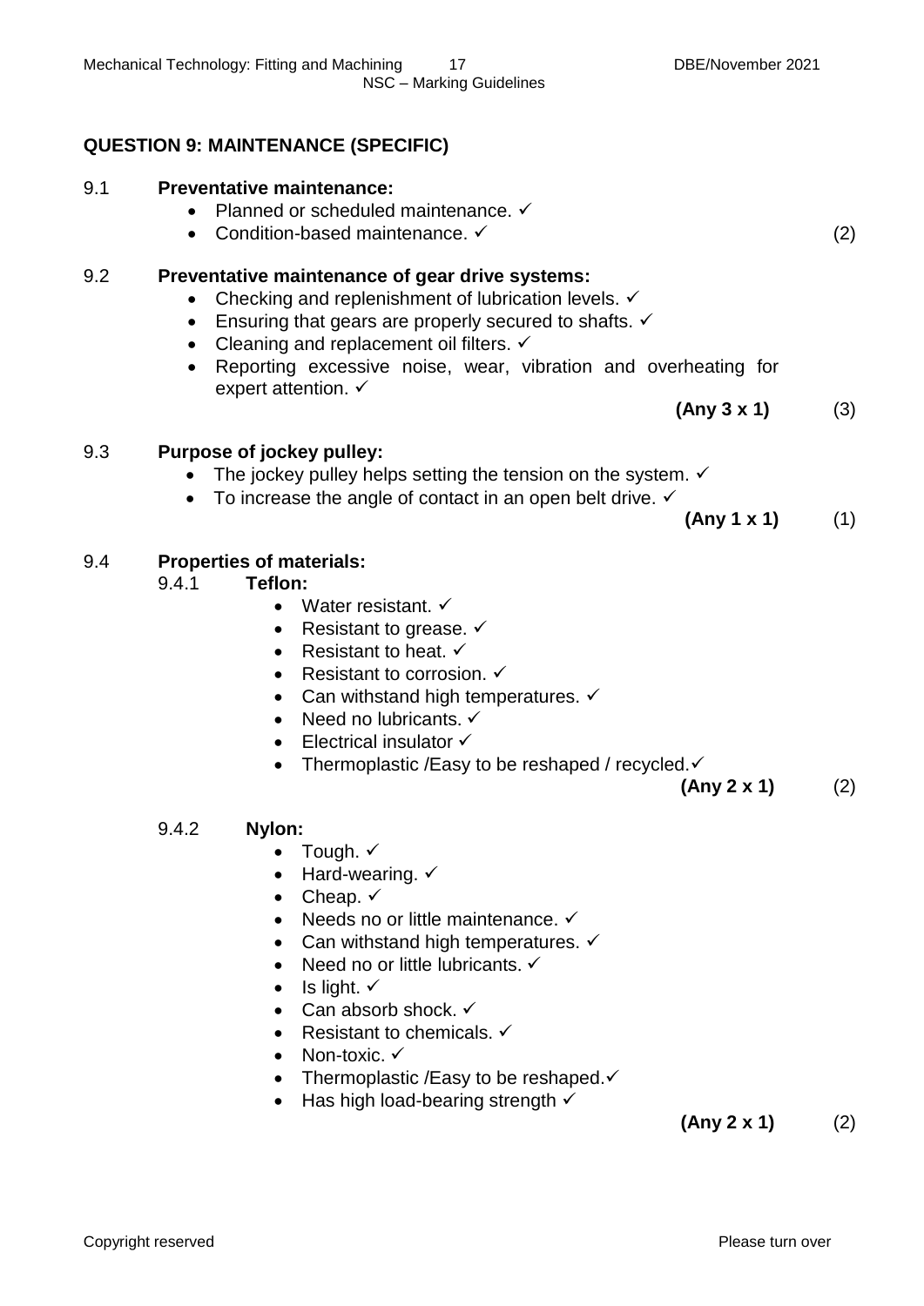## QUESTION 9: MAINTENANCE (SPECIFIC)

9.1 **Preventative maintenance:**

- Planned or scheduled maintenance. ✓
- Condition-based maintenance. ✓

(2)

9.2 **Preventative maintenance of gear drive systems:**

- Checking and replenishment of lubrication levels. ✓
- Ensuring that gears are properly secured to shafts. ✓
- Cleaning and replacement oil filters. ✓
- Reporting excessive noise, wear, vibration and overheating for expert attention. ✓

**(Any 3 x 1)** (3)

9.3 **Purpose of jockey pulley:**

- The jockey pulley helps setting the tension on the system. ✓
- To increase the angle of contact in an open belt drive. ✓

**(Any 1 x 1)** (1)

9.4 **Properties of materials:**

9.4.1 **Teflon:**

- Water resistant. ✓
- Resistant to grease. ✓
- Resistant to heat. ✓
- Resistant to corrosion. ✓
- Can withstand high temperatures. ✓
- Need no lubricants. ✓
- Electrical insulator ✓
- Thermoplastic /Easy to be reshaped / recycled.✓

**(Any 2 x 1)** (2)

9.4.2 **Nylon:**

- Tough. ✓
- Hard-wearing. ✓
- Cheap. ✓
- Needs no or little maintenance. ✓
- Can withstand high temperatures. ✓
- Need no or little lubricants. ✓
- Is light. ✓
- Can absorb shock. ✓
- Resistant to chemicals. ✓
- Non-toxic. ✓
- Thermoplastic /Easy to be reshaped.✓
- Has high load-bearing strength ✓

**(Any 2 x 1)** (2)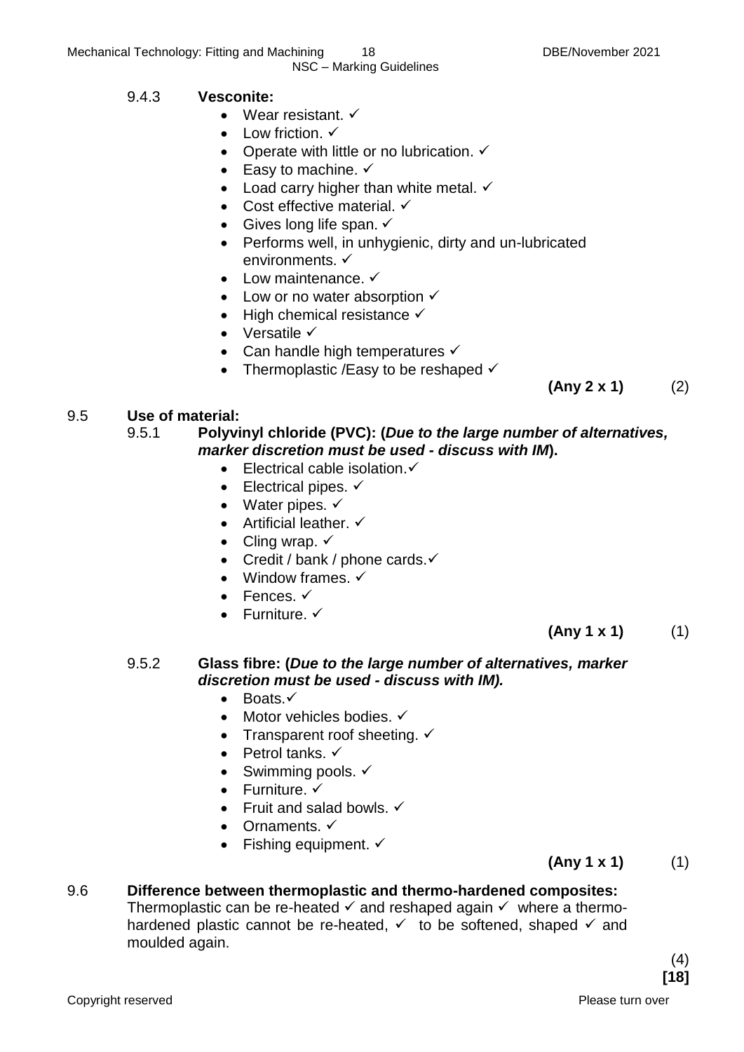9.4.3 **Vesconite:**

- Wear resistant. ✓
- Low friction. ✓
- Operate with little or no lubrication. ✓
- Easy to machine. ✓
- Load carry higher than white metal. ✓
- Cost effective material. ✓
- Gives long life span. ✓
- Performs well, in unhygienic, dirty and un-lubricated environments. ✓
- Low maintenance. ✓
- Low or no water absorption ✓
- High chemical resistance ✓
- Versatile ✓
- Can handle high temperatures ✓
- Thermoplastic /Easy to be reshaped ✓

**(Any 2 x 1)** (2)

9.5 **Use of material:**

9.5.1 **Polyvinyl chloride (PVC): (*Due to the large number of alternatives, marker discretion must be used - discuss with IM*).**

- Electrical cable isolation.✓
- Electrical pipes. ✓
- Water pipes. ✓
- Artificial leather. ✓
- Cling wrap. ✓
- Credit / bank / phone cards.✓
- Window frames. ✓
- Fences. ✓
- Furniture. ✓

**(Any 1 x 1)** (1)

9.5.2 **Glass fibre: (*Due to the large number of alternatives, marker discretion must be used - discuss with IM).***

- Boats.✓
- Motor vehicles bodies. ✓
- Transparent roof sheeting. ✓
- Petrol tanks. ✓
- Swimming pools. ✓
- Furniture. ✓
- Fruit and salad bowls. ✓
- Ornaments. ✓
- Fishing equipment. ✓

**(Any 1 x 1)** (1)

9.6 **Difference between thermoplastic and thermo-hardened composites:**

Thermoplastic can be re-heated ✓ and reshaped again ✓ where a thermo-hardened plastic cannot be re-heated, ✓ to be softened, shaped ✓ and moulded again.

(4)
**[18]**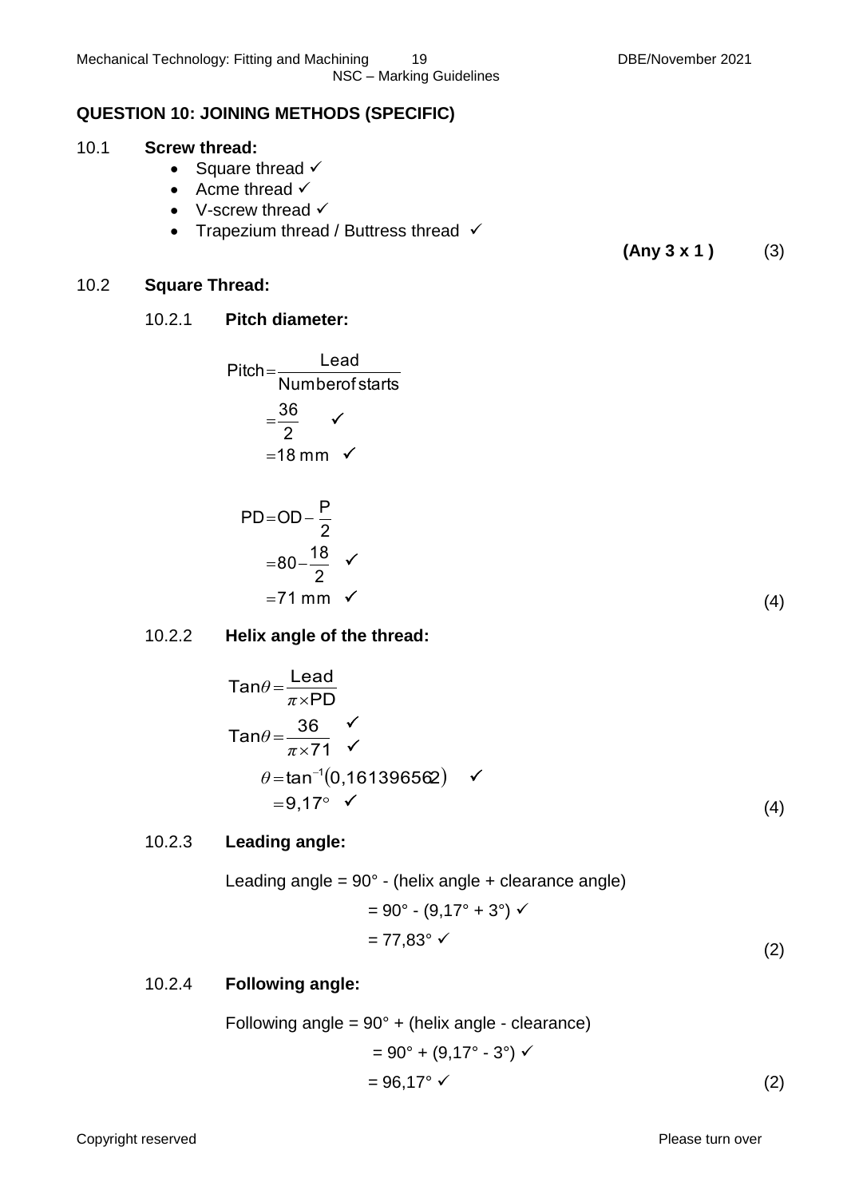## QUESTION 10: JOINING METHODS (SPECIFIC)

10.1 **Screw thread:**

- Square thread ✓
- Acme thread ✓
- V-screw thread ✓
- Trapezium thread / Buttress thread ✓

**(Any 3 x 1 )** (3)

10.2 **Square Thread:**

10.2.1 **Pitch diameter:**

$$\text{Pitch} = \frac{\text{Lead}}{\text{Number of starts}}$$

$$= \frac{36}{2} \quad ✓$$

$$= 18 \text{ mm} \quad ✓$$

$$\text{PD} = \text{OD} - \frac{\text{P}}{2}$$

$$= 80 - \frac{18}{2} \quad ✓$$

$$= 71 \text{ mm} \quad ✓$$

(4)

10.2.2 **Helix angle of the thread:**

$$\text{Tan}\theta = \frac{\text{Lead}}{\pi \times \text{PD}}$$

$$\text{Tan}\theta = \frac{36}{\pi \times 71} \quad ✓ ✓$$

$$\theta = \tan^{-1}(0{,}161396562) \quad ✓$$

$$= 9{,}17^\circ \quad ✓$$

(4)

10.2.3 **Leading angle:**

Leading angle = 90° - (helix angle + clearance angle)

= 90° - (9,17° + 3°) ✓

= 77,83° ✓

(2)

10.2.4 **Following angle:**

Following angle = 90° + (helix angle - clearance)

= 90° + (9,17° - 3°) ✓

= 96,17° ✓

(2)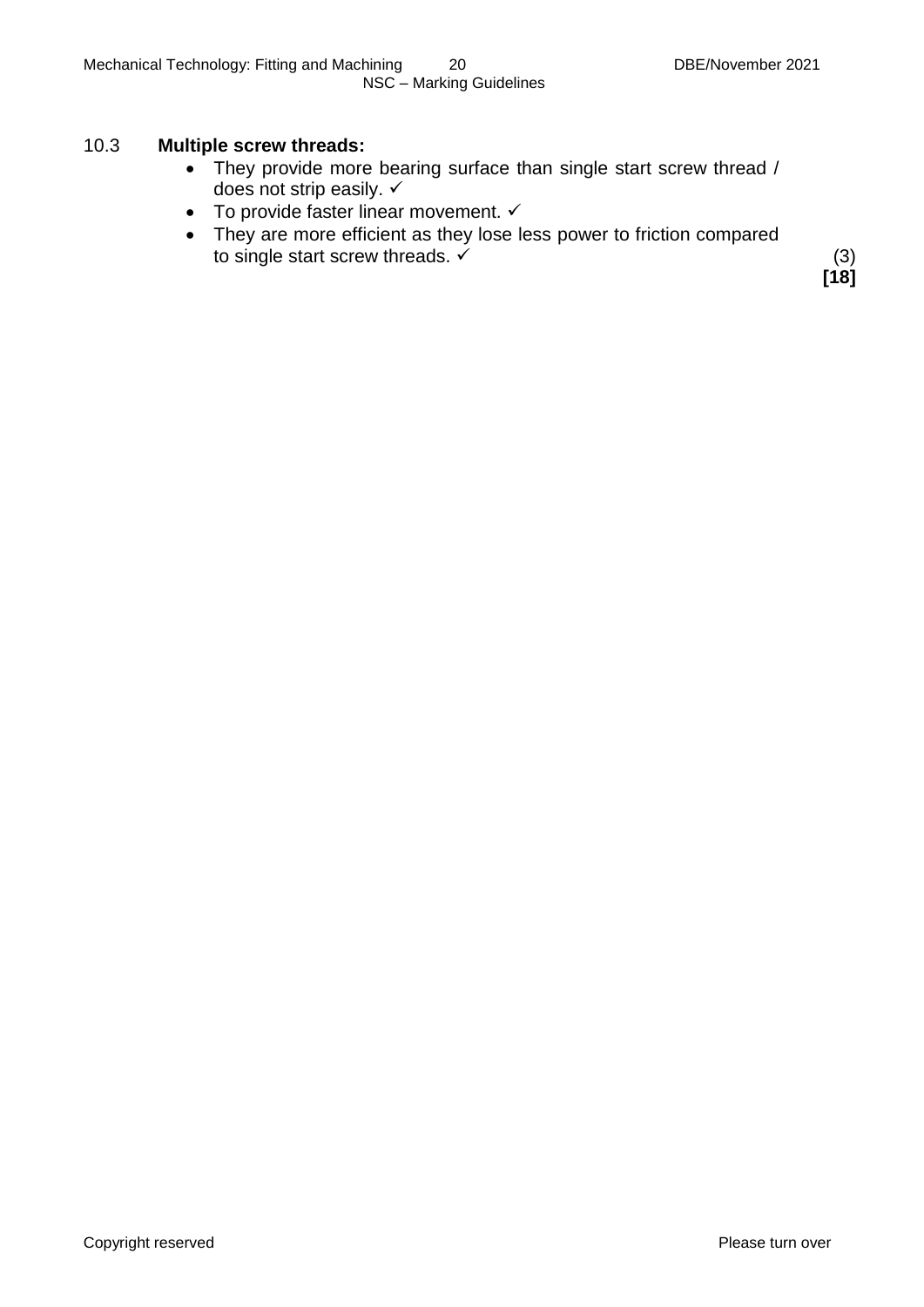10.3 **Multiple screw threads:**

- They provide more bearing surface than single start screw thread / does not strip easily. ✓
- To provide faster linear movement. ✓
- They are more efficient as they lose less power to friction compared to single start screw threads. ✓ (3)

**[18]**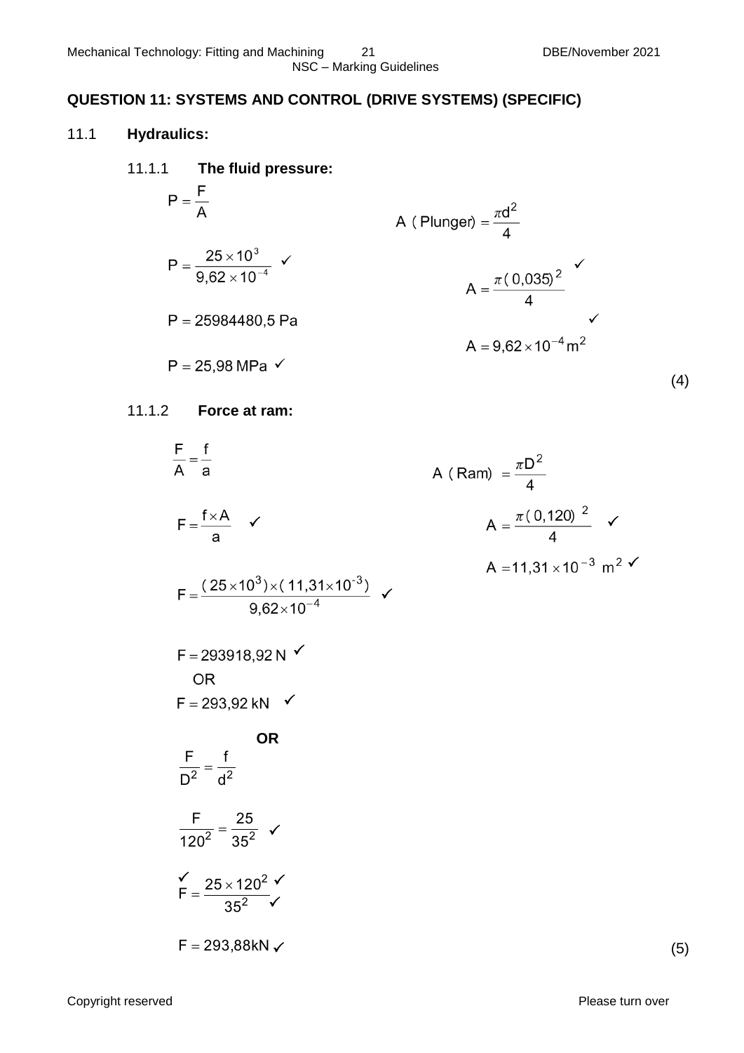## QUESTION 11: SYSTEMS AND CONTROL (DRIVE SYSTEMS) (SPECIFIC)

### 11.1 Hydraulics:

**11.1.1 The fluid pressure:**

$$P = \frac{F}{A}$$

$$A\ (\text{Plunger}) = \frac{\pi d^2}{4}$$

$$P = \frac{25 \times 10^3}{9{,}62 \times 10^{-4}}\ ✓$$

$$A = \frac{\pi (0{,}035)^2}{4}\ ✓$$

$$P = 25984480{,}5\ \text{Pa}$$

$$A = 9{,}62 \times 10^{-4}\,\text{m}^2\ ✓$$

$$P = 25{,}98\ \text{MPa}\ ✓$$

(4)

**11.1.2 Force at ram:**

$$\frac{F}{A} = \frac{f}{a}$$

$$A\ (\text{Ram}) = \frac{\pi D^2}{4}$$

$$F = \frac{f \times A}{a}\ ✓$$

$$A = \frac{\pi (0{,}120)^2}{4}\ ✓$$

$$A = 11{,}31 \times 10^{-3}\ \text{m}^2\ ✓$$

$$F = \frac{(25 \times 10^3) \times (11{,}31 \times 10^{-3})}{9{,}62 \times 10^{-4}}\ ✓$$

$$F = 293918{,}92\ \text{N}\ ✓$$

OR

$$F = 293{,}92\ \text{kN}\ ✓$$

**OR**

$$\frac{F}{D^2} = \frac{f}{d^2}$$

$$\frac{F}{120^2} = \frac{25}{35^2}\ ✓$$

$$✓\ F = \frac{25 \times 120^2\ ✓}{35^2\ ✓}$$

$$F = 293{,}88\text{kN}\ ✓$$

(5)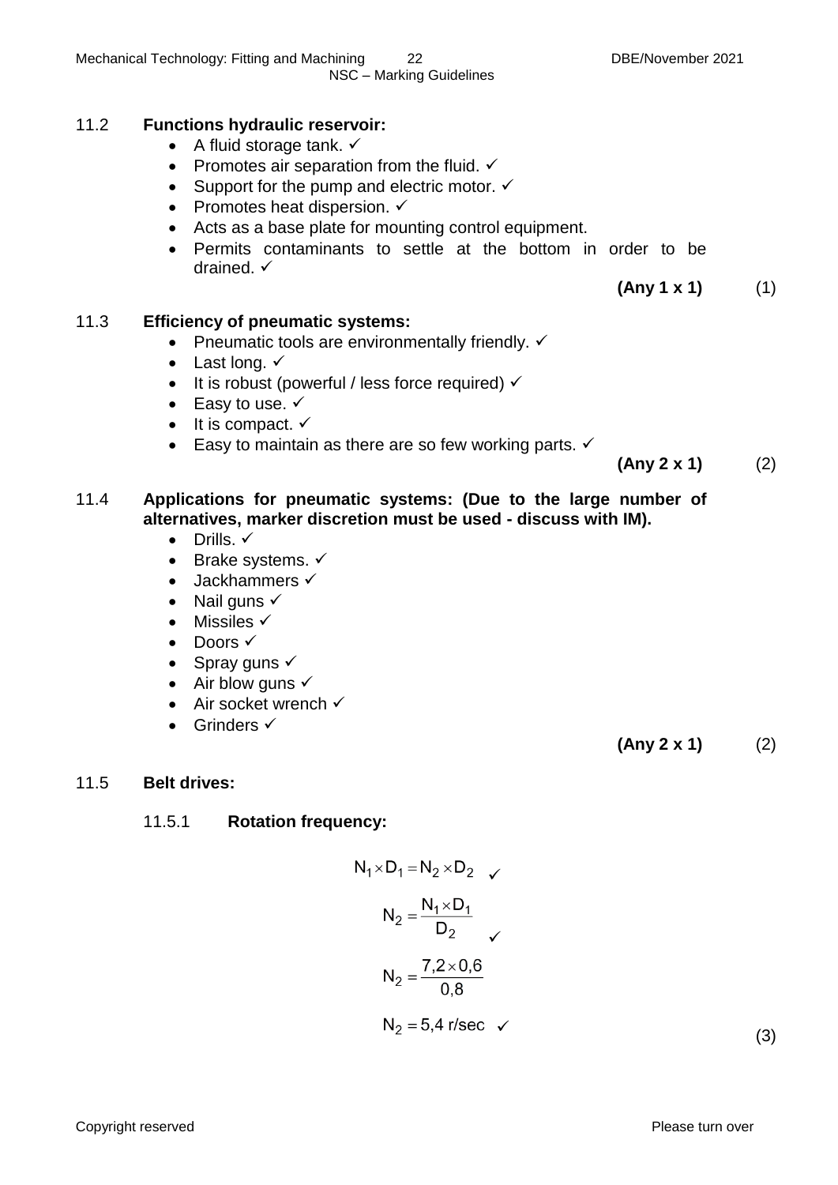## 11.2 Functions hydraulic reservoir:

- A fluid storage tank. ✓
- Promotes air separation from the fluid. ✓
- Support for the pump and electric motor. ✓
- Promotes heat dispersion. ✓
- Acts as a base plate for mounting control equipment.
- Permits contaminants to settle at the bottom in order to be drained. ✓

**(Any 1 x 1)** (1)

## 11.3 Efficiency of pneumatic systems:

- Pneumatic tools are environmentally friendly. ✓
- Last long. ✓
- It is robust (powerful / less force required) ✓
- Easy to use. ✓
- It is compact. ✓
- Easy to maintain as there are so few working parts. ✓

**(Any 2 x 1)** (2)

## 11.4 Applications for pneumatic systems: (Due to the large number of alternatives, marker discretion must be used - discuss with IM).

- Drills. ✓
- Brake systems. ✓
- Jackhammers ✓
- Nail guns ✓
- Missiles ✓
- Doors ✓
- Spray guns ✓
- Air blow guns ✓
- Air socket wrench ✓
- Grinders ✓

**(Any 2 x 1)** (2)

## 11.5 Belt drives:

### 11.5.1 Rotation frequency:

$$N_1 \times D_1 = N_2 \times D_2 \quad ✓$$

$$N_2 = \frac{N_1 \times D_1}{D_2} \quad ✓$$

$$N_2 = \frac{7{,}2 \times 0{,}6}{0{,}8}$$

$$N_2 = 5{,}4 \text{ r/sec} \quad ✓$$

(3)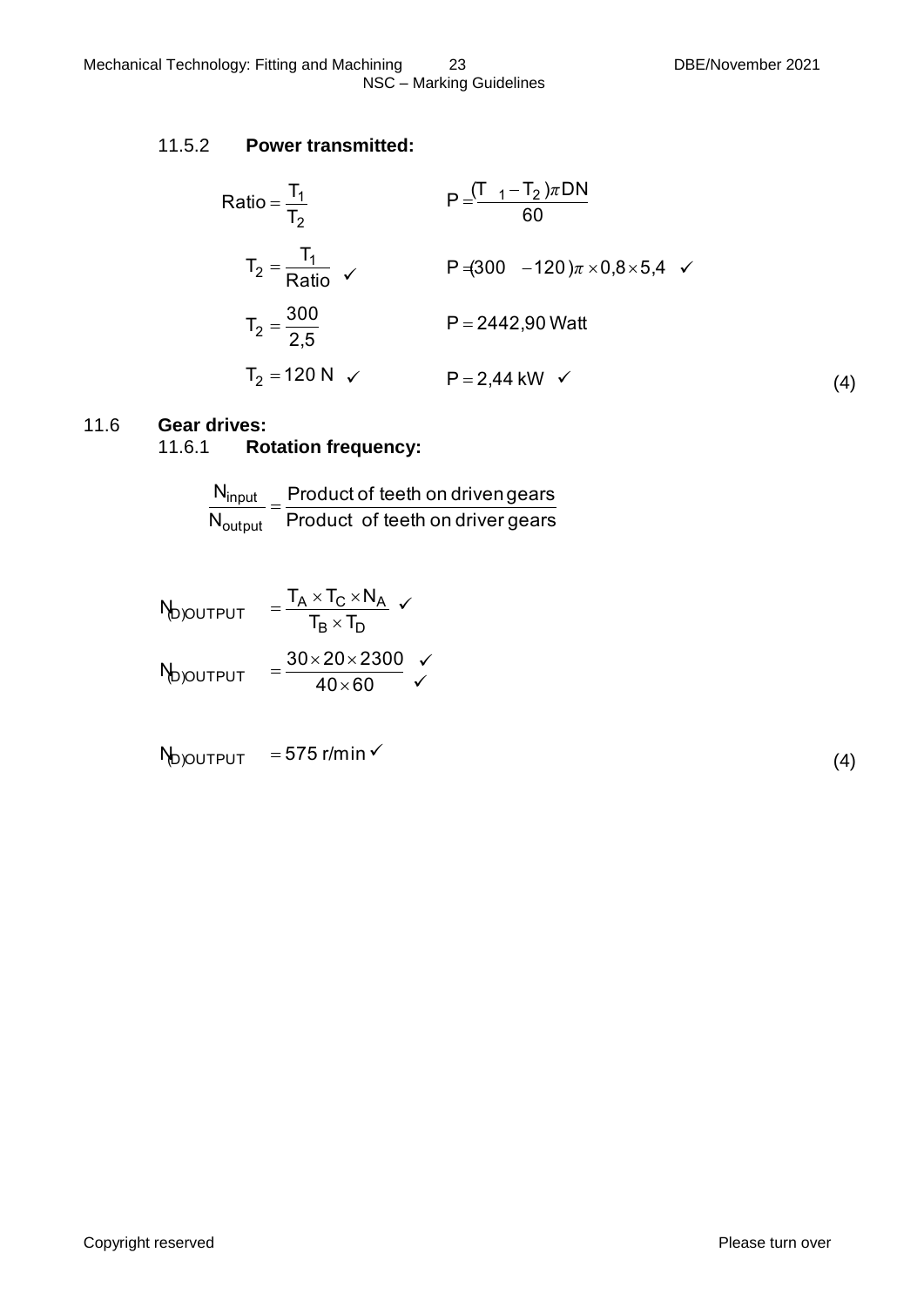### 11.5.2 **Power transmitted:**

$$\text{Ratio} = \frac{T_1}{T_2} \qquad P = \frac{(T_1 - T_2)\pi DN}{60}$$

$$T_2 = \frac{T_1}{\text{Ratio}} \checkmark \qquad P = (300 - 120)\pi \times 0{,}8 \times 5{,}4 \checkmark$$

$$T_2 = \frac{300}{2{,}5} \qquad P = 2442{,}90 \text{ Watt}$$

$$T_2 = 120 \text{ N} \checkmark \qquad P = 2{,}44 \text{ kW} \checkmark$$

(4)

## 11.6 **Gear drives:**

### 11.6.1 **Rotation frequency:**

$$\frac{N_{input}}{N_{output}} = \frac{\text{Product of teeth on driven gears}}{\text{Product of teeth on driver gears}}$$

$$N_{(D)OUTPUT} = \frac{T_A \times T_C \times N_A}{T_B \times T_D} \checkmark$$

$$N_{(D)OUTPUT} = \frac{30 \times 20 \times 2300}{40 \times 60} \begin{matrix} \checkmark \\ \checkmark \end{matrix}$$

$$N_{(D)OUTPUT} = 575 \text{ r/min} \checkmark$$

(4)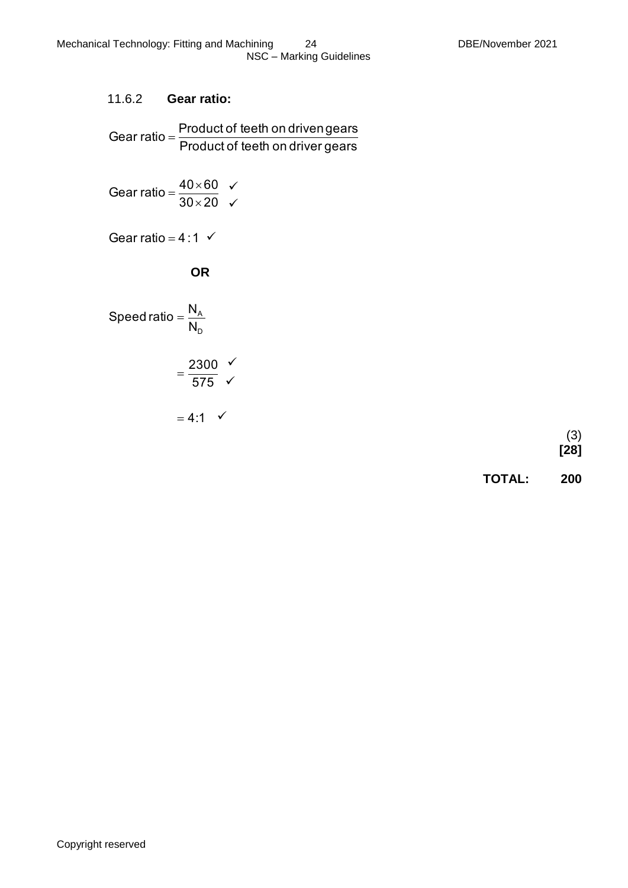11.6.2 **Gear ratio:**

$$\text{Gear ratio} = \frac{\text{Product of teeth on driven gears}}{\text{Product of teeth on driver gears}}$$

$$\text{Gear ratio} = \frac{40 \times 60}{30 \times 20} \begin{matrix} \checkmark \\ \checkmark \end{matrix}$$

$$\text{Gear ratio} = 4:1 \checkmark$$

**OR**

$$\text{Speed ratio} = \frac{N_A}{N_D}$$

$$= \frac{2300}{575} \begin{matrix} \checkmark \\ \checkmark \end{matrix}$$

$$= 4:1 \checkmark$$

(3)
**[28]**

**TOTAL: 200**